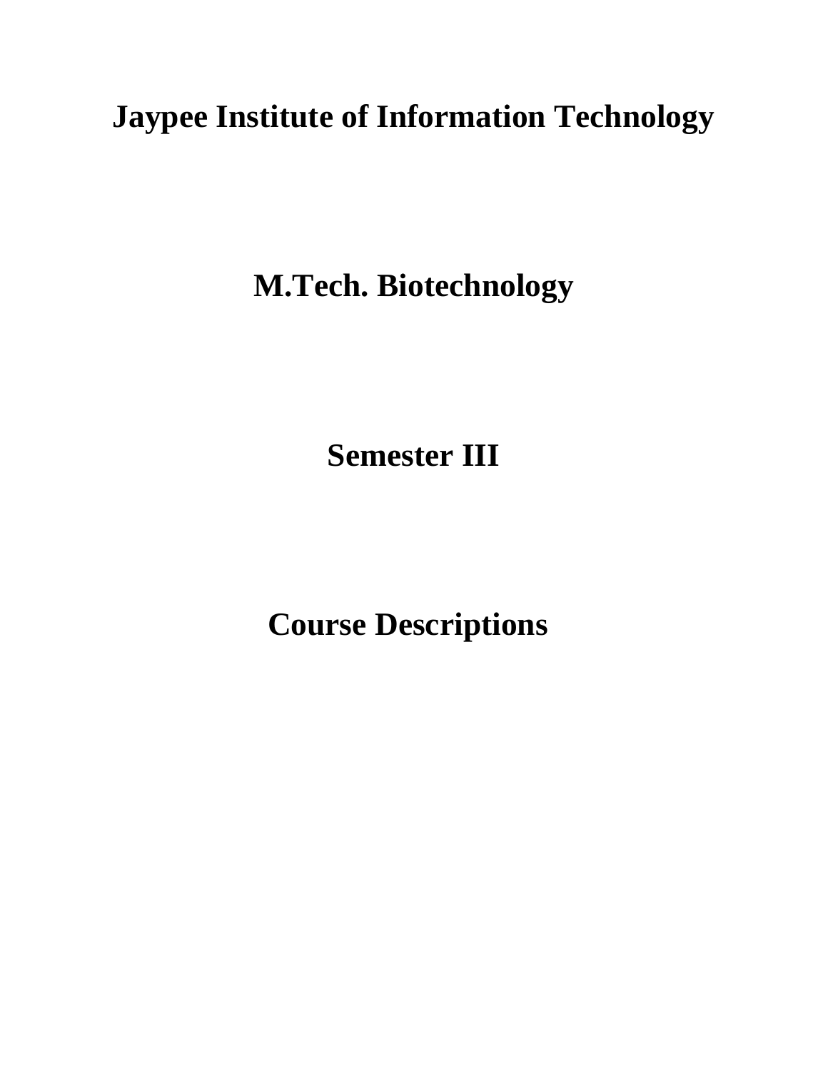# Jaypee Institute of Information Technology

# M.Tech. Biotechnology

# Semester III

# Course Descriptions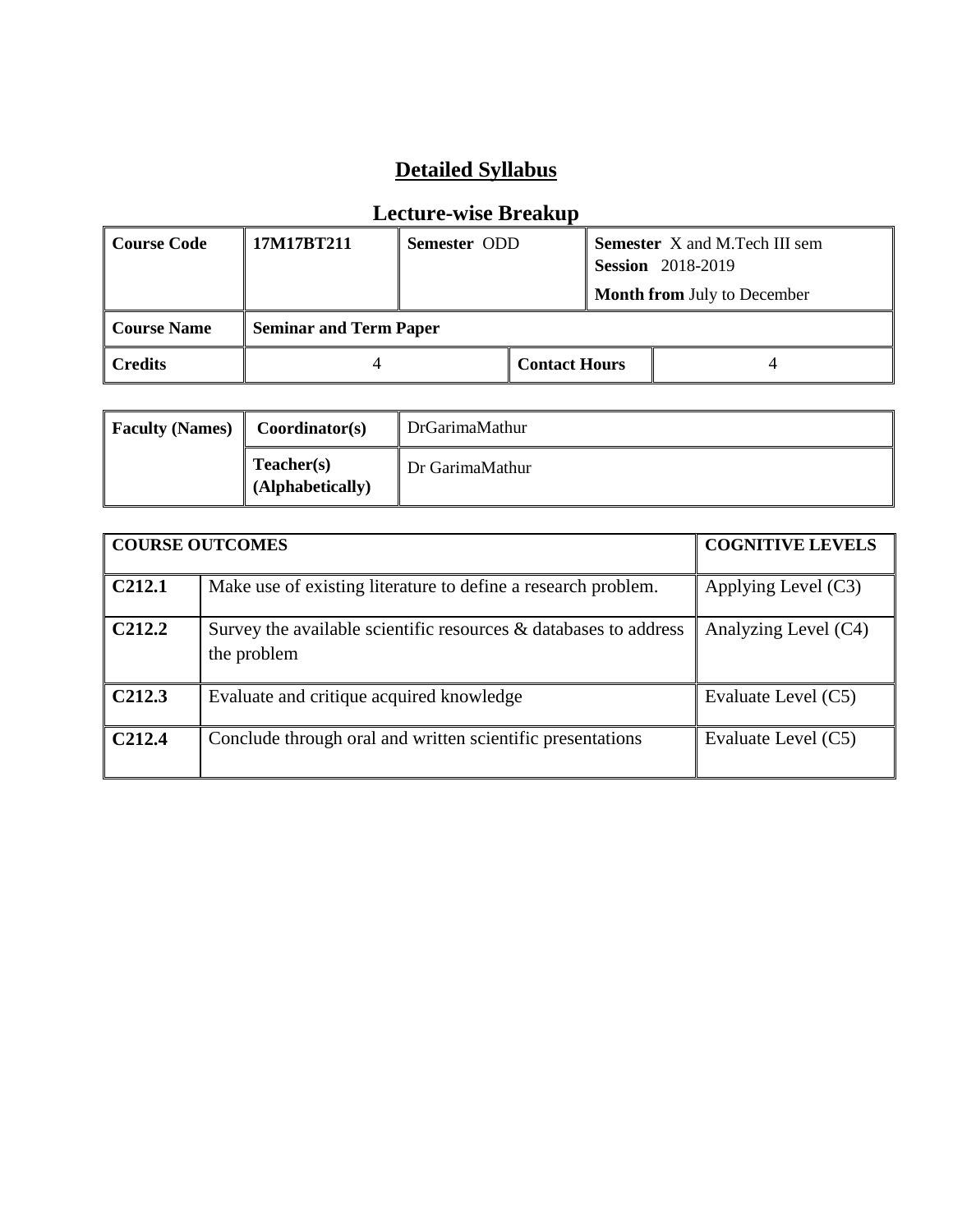# Detailed Syllabus

## Lecture-wise Breakup

| Course Code | 17M17BT211 | Semester ODD | Semester X and M.Tech III sem<br>Session 2018-2019<br>Month from July to December |
|---|---|---|---|
| Course Name | Seminar and Term Paper | | |
| Credits | 4 | Contact Hours | 4 |

| Faculty (Names) | Coordinator(s) | DrGarimaMathur |
|---|---|---|
| | Teacher(s) (Alphabetically) | Dr GarimaMathur |

| COURSE OUTCOMES | | COGNITIVE LEVELS |
|---|---|---|
| C212.1 | Make use of existing literature to define a research problem. | Applying Level (C3) |
| C212.2 | Survey the available scientific resources & databases to address the problem | Analyzing Level (C4) |
| C212.3 | Evaluate and critique acquired knowledge | Evaluate Level (C5) |
| C212.4 | Conclude through oral and written scientific presentations | Evaluate Level (C5) |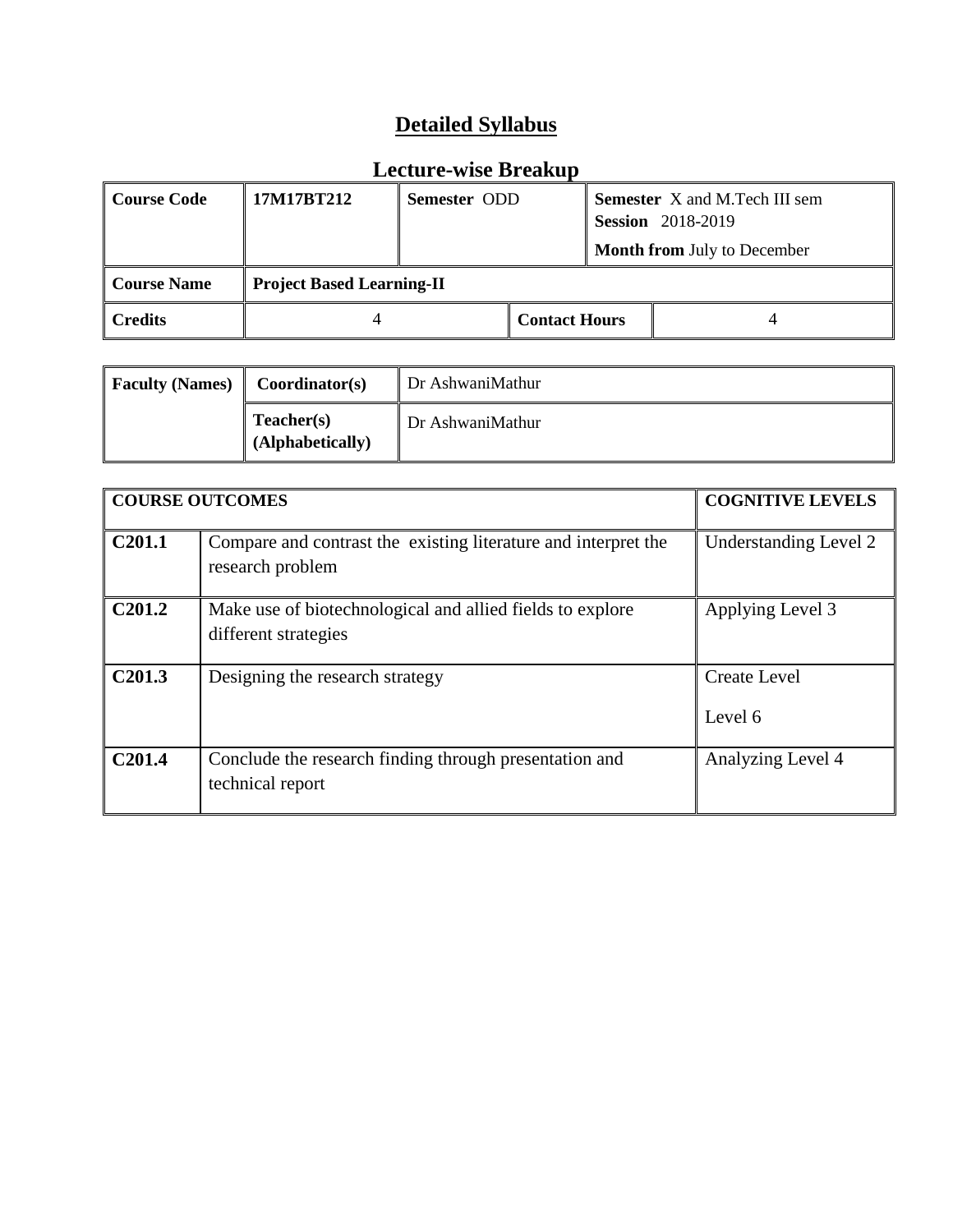# Detailed Syllabus

## Lecture-wise Breakup

| Course Code | 17M17BT212 | Semester ODD | | Semester X and M.Tech III sem<br>Session 2018-2019<br>Month from July to December |
|---|---|---|---|---|
| **Course Name** | **Project Based Learning-II** | | | |
| **Credits** | 4 | | **Contact Hours** | 4 |

| Faculty (Names) | Coordinator(s) | Dr AshwaniMathur |
|---|---|---|
| | **Teacher(s) (Alphabetically)** | Dr AshwaniMathur |

| COURSE OUTCOMES | | COGNITIVE LEVELS |
|---|---|---|
| **C201.1** | Compare and contrast the existing literature and interpret the research problem | Understanding Level 2 |
| **C201.2** | Make use of biotechnological and allied fields to explore different strategies | Applying Level 3 |
| **C201.3** | Designing the research strategy | Create Level<br>Level 6 |
| **C201.4** | Conclude the research finding through presentation and technical report | Analyzing Level 4 |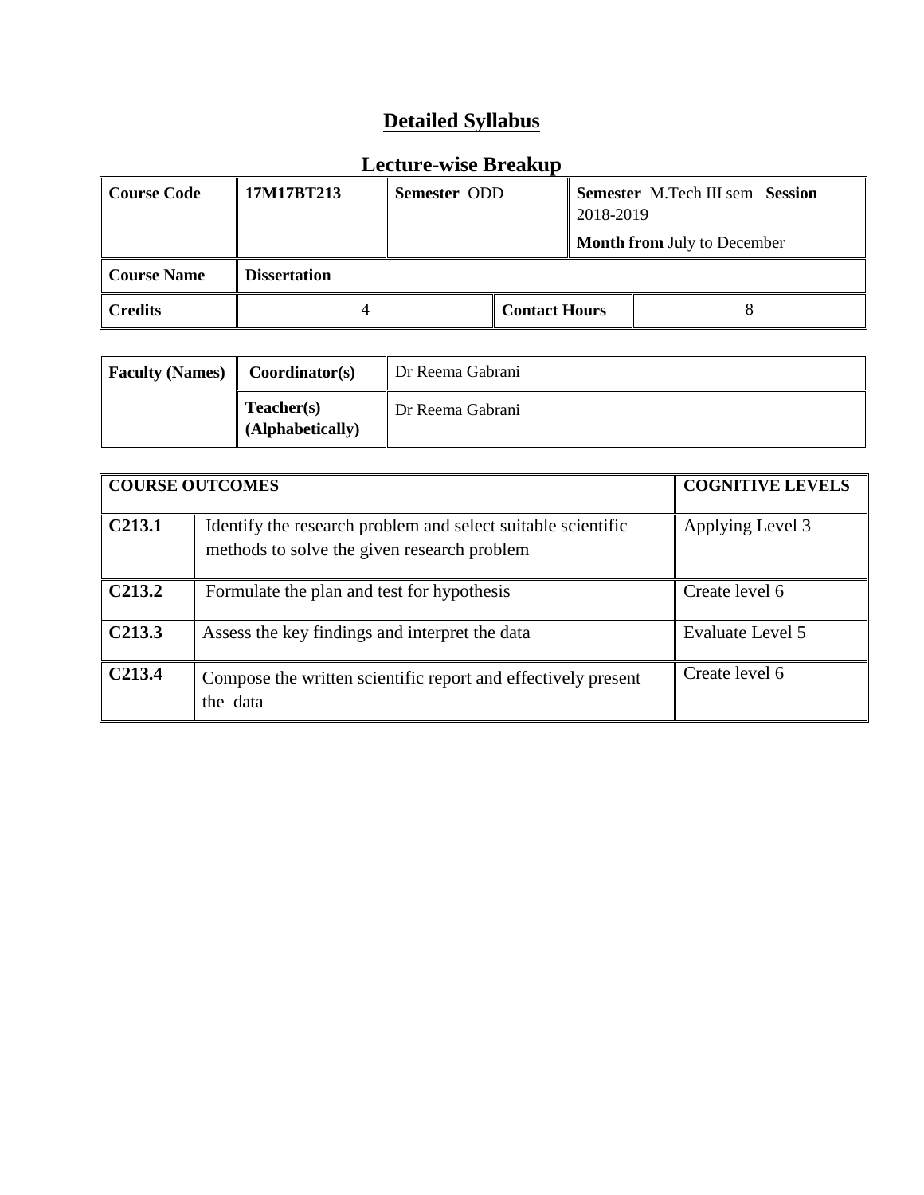# Detailed Syllabus

## Lecture-wise Breakup

| | | | |
|---|---|---|---|
| **Course Code** | **17M17BT213** | **Semester** ODD | **Semester** M.Tech III sem **Session** 2018-2019<br>**Month from** July to December |
| **Course Name** | **Dissertation** | | |
| **Credits** | 4 | **Contact Hours** | 8 |

| | | |
|---|---|---|
| **Faculty (Names)** | **Coordinator(s)** | Dr Reema Gabrani |
| | **Teacher(s) (Alphabetically)** | Dr Reema Gabrani |

| **COURSE OUTCOMES** | | **COGNITIVE LEVELS** |
|---|---|---|
| **C213.1** | Identify the research problem and select suitable scientific methods to solve the given research problem | Applying Level 3 |
| **C213.2** | Formulate the plan and test for hypothesis | Create level 6 |
| **C213.3** | Assess the key findings and interpret the data | Evaluate Level 5 |
| **C213.4** | Compose the written scientific report and effectively present the data | Create level 6 |